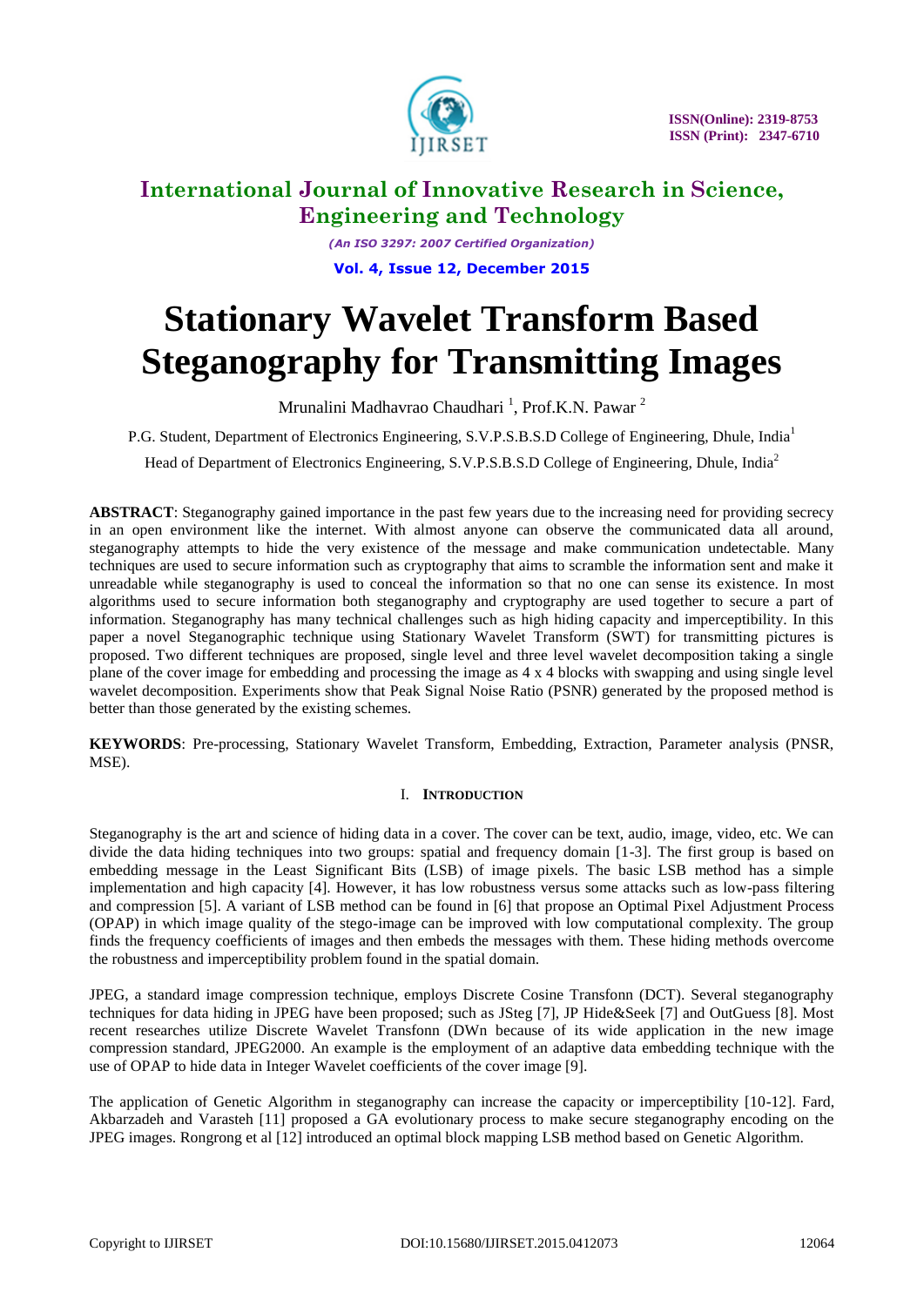# Stationary Wavelet Transform Based Steganography for Transmitting Images

Mrunalini Madhavrao Chaudhari [1], Prof.K.N. Pawar [2]

P.G. Student, Department of Electronics Engineering, S.V.P.S.B.S.D College of Engineering, Dhule, India[1]

Head of Department of Electronics Engineering, S.V.P.S.B.S.D College of Engineering, Dhule, India[2]

**ABSTRACT**: Steganography gained importance in the past few years due to the increasing need for providing secrecy in an open environment like the internet. With almost anyone can observe the communicated data all around, steganography attempts to hide the very existence of the message and make communication undetectable. Many techniques are used to secure information such as cryptography that aims to scramble the information sent and make it unreadable while steganography is used to conceal the information so that no one can sense its existence. In most algorithms used to secure information both steganography and cryptography are used together to secure a part of information. Steganography has many technical challenges such as high hiding capacity and imperceptibility. In this paper a novel Steganographic technique using Stationary Wavelet Transform (SWT) for transmitting pictures is proposed. Two different techniques are proposed, single level and three level wavelet decomposition taking a single plane of the cover image for embedding and processing the image as 4 x 4 blocks with swapping and using single level wavelet decomposition. Experiments show that Peak Signal Noise Ratio (PSNR) generated by the proposed method is better than those generated by the existing schemes.

**KEYWORDS**: Pre-processing, Stationary Wavelet Transform, Embedding, Extraction, Parameter analysis (PNSR, MSE).

## I. Introduction

Steganography is the art and science of hiding data in a cover. The cover can be text, audio, image, video, etc. We can divide the data hiding techniques into two groups: spatial and frequency domain [1-3]. The first group is based on embedding message in the Least Significant Bits (LSB) of image pixels. The basic LSB method has a simple implementation and high capacity [4]. However, it has low robustness versus some attacks such as low-pass filtering and compression [5]. A variant of LSB method can be found in [6] that propose an Optimal Pixel Adjustment Process (OPAP) in which image quality of the stego-image can be improved with low computational complexity. The group finds the frequency coefficients of images and then embeds the messages with them. These hiding methods overcome the robustness and imperceptibility problem found in the spatial domain.

JPEG, a standard image compression technique, employs Discrete Cosine Transfonn (DCT). Several steganography techniques for data hiding in JPEG have been proposed; such as JSteg [7], JP Hide&Seek [7] and OutGuess [8]. Most recent researches utilize Discrete Wavelet Transfonn (DWn because of its wide application in the new image compression standard, JPEG2000. An example is the employment of an adaptive data embedding technique with the use of OPAP to hide data in Integer Wavelet coefficients of the cover image [9].

The application of Genetic Algorithm in steganography can increase the capacity or imperceptibility [10-12]. Fard, Akbarzadeh and Varasteh [11] proposed a GA evolutionary process to make secure steganography encoding on the JPEG images. Rongrong et al [12] introduced an optimal block mapping LSB method based on Genetic Algorithm.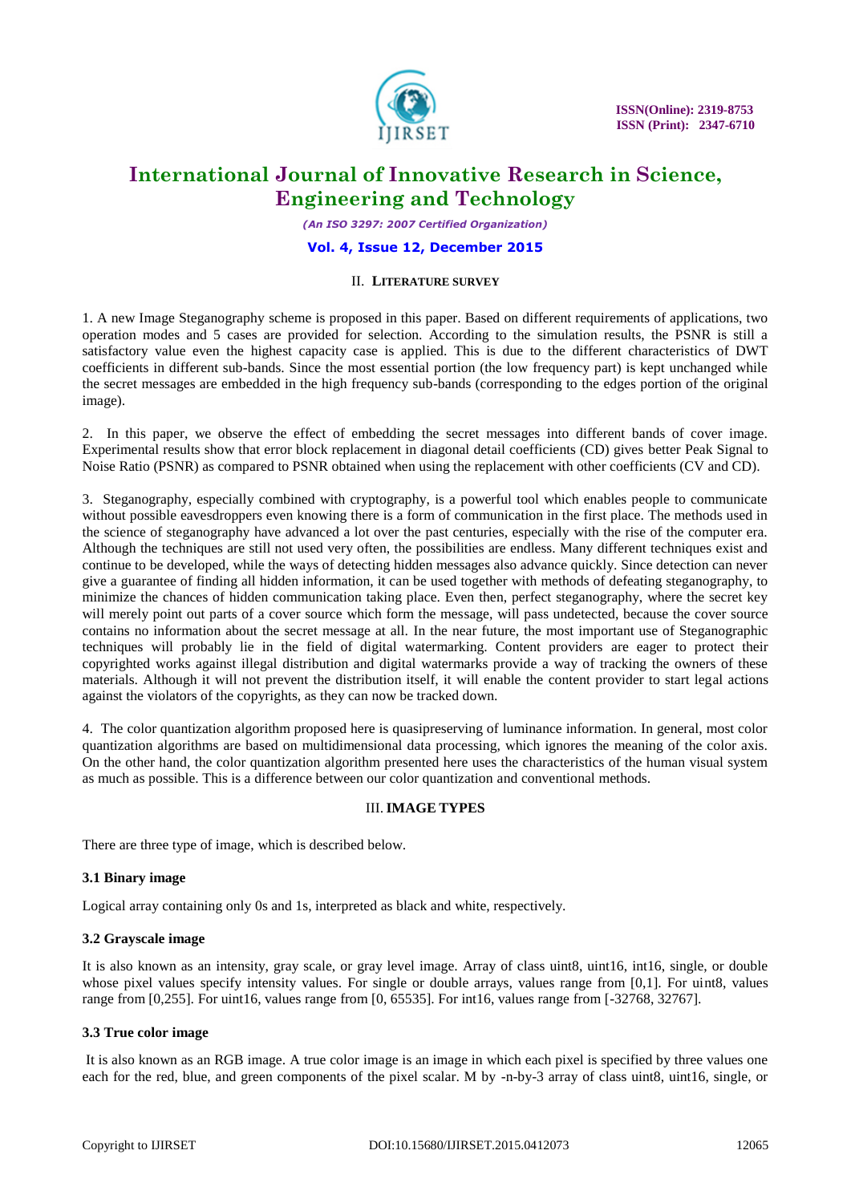## II. LITERATURE SURVEY

1. A new Image Steganography scheme is proposed in this paper. Based on different requirements of applications, two operation modes and 5 cases are provided for selection. According to the simulation results, the PSNR is still a satisfactory value even the highest capacity case is applied. This is due to the different characteristics of DWT coefficients in different sub-bands. Since the most essential portion (the low frequency part) is kept unchanged while the secret messages are embedded in the high frequency sub-bands (corresponding to the edges portion of the original image).

2. In this paper, we observe the effect of embedding the secret messages into different bands of cover image. Experimental results show that error block replacement in diagonal detail coefficients (CD) gives better Peak Signal to Noise Ratio (PSNR) as compared to PSNR obtained when using the replacement with other coefficients (CV and CD).

3. Steganography, especially combined with cryptography, is a powerful tool which enables people to communicate without possible eavesdroppers even knowing there is a form of communication in the first place. The methods used in the science of steganography have advanced a lot over the past centuries, especially with the rise of the computer era. Although the techniques are still not used very often, the possibilities are endless. Many different techniques exist and continue to be developed, while the ways of detecting hidden messages also advance quickly. Since detection can never give a guarantee of finding all hidden information, it can be used together with methods of defeating steganography, to minimize the chances of hidden communication taking place. Even then, perfect steganography, where the secret key will merely point out parts of a cover source which form the message, will pass undetected, because the cover source contains no information about the secret message at all. In the near future, the most important use of Steganographic techniques will probably lie in the field of digital watermarking. Content providers are eager to protect their copyrighted works against illegal distribution and digital watermarks provide a way of tracking the owners of these materials. Although it will not prevent the distribution itself, it will enable the content provider to start legal actions against the violators of the copyrights, as they can now be tracked down.

4. The color quantization algorithm proposed here is quasipreserving of luminance information. In general, most color quantization algorithms are based on multidimensional data processing, which ignores the meaning of the color axis. On the other hand, the color quantization algorithm presented here uses the characteristics of the human visual system as much as possible. This is a difference between our color quantization and conventional methods.

## III. IMAGE TYPES

There are three type of image, which is described below.

### 3.1 Binary image

Logical array containing only 0s and 1s, interpreted as black and white, respectively.

### 3.2 Grayscale image

It is also known as an intensity, gray scale, or gray level image. Array of class uint8, uint16, int16, single, or double whose pixel values specify intensity values. For single or double arrays, values range from [0,1]. For uint8, values range from [0,255]. For uint16, values range from [0, 65535]. For int16, values range from [-32768, 32767].

### 3.3 True color image

It is also known as an RGB image. A true color image is an image in which each pixel is specified by three values one each for the red, blue, and green components of the pixel scalar. M by -n-by-3 array of class uint8, uint16, single, or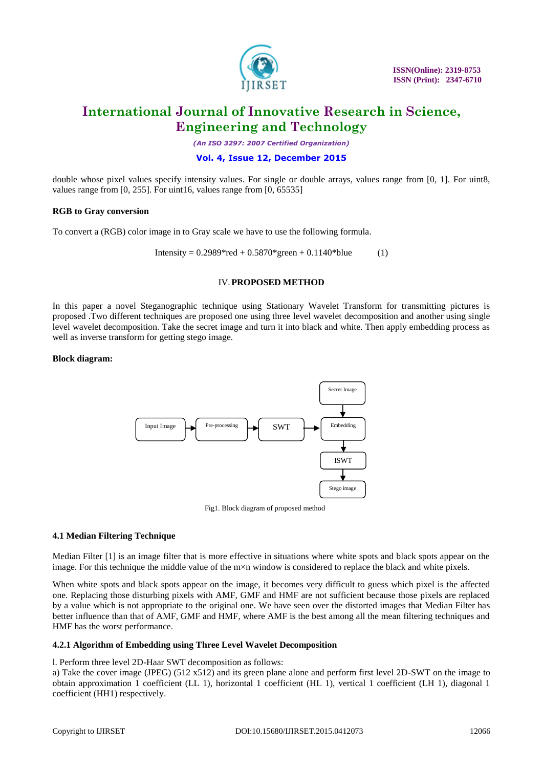double whose pixel values specify intensity values. For single or double arrays, values range from [0, 1]. For uint8, values range from [0, 255]. For uint16, values range from [0, 65535]

**RGB to Gray conversion**

To convert a (RGB) color image in to Gray scale we have to use the following formula.

$$\text{Intensity} = 0.2989*\text{red} + 0.5870*\text{green} + 0.1140*\text{blue} \qquad (1)$$

## IV. PROPOSED METHOD

In this paper a novel Steganographic technique using Stationary Wavelet Transform for transmitting pictures is proposed .Two different techniques are proposed one using three level wavelet decomposition and another using single level wavelet decomposition. Take the secret image and turn it into black and white. Then apply embedding process as well as inverse transform for getting stego image.

**Block diagram:**

Input Image → Pre-processing → SWT → Embedding (← Secret Image) → ISWT → Stego image

Fig1. Block diagram of proposed method

### 4.1 Median Filtering Technique

Median Filter [1] is an image filter that is more effective in situations where white spots and black spots appear on the image. For this technique the middle value of the m×n window is considered to replace the black and white pixels.

When white spots and black spots appear on the image, it becomes very difficult to guess which pixel is the affected one. Replacing those disturbing pixels with AMF, GMF and HMF are not sufficient because those pixels are replaced by a value which is not appropriate to the original one. We have seen over the distorted images that Median Filter has better influence than that of AMF, GMF and HMF, where AMF is the best among all the mean filtering techniques and HMF has the worst performance.

#### 4.2.1 Algorithm of Embedding using Three Level Wavelet Decomposition

l. Perform three level 2D-Haar SWT decomposition as follows:

a) Take the cover image (JPEG) (512 x512) and its green plane alone and perform first level 2D-SWT on the image to obtain approximation 1 coefficient (LL 1), horizontal 1 coefficient (HL 1), vertical 1 coefficient (LH 1), diagonal 1 coefficient (HH1) respectively.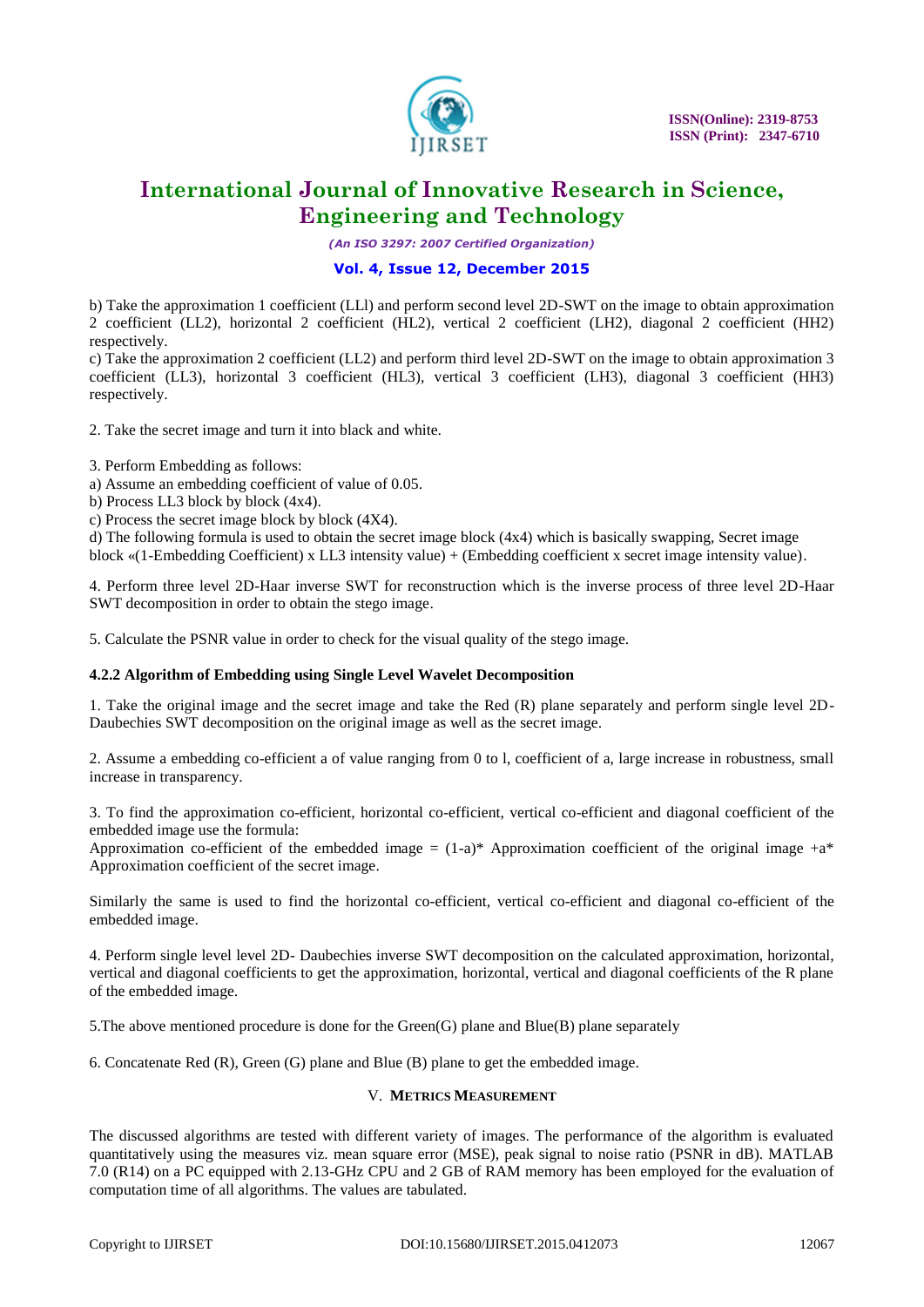b) Take the approximation 1 coefficient (LLl) and perform second level 2D-SWT on the image to obtain approximation 2 coefficient (LL2), horizontal 2 coefficient (HL2), vertical 2 coefficient (LH2), diagonal 2 coefficient (HH2) respectively.
c) Take the approximation 2 coefficient (LL2) and perform third level 2D-SWT on the image to obtain approximation 3 coefficient (LL3), horizontal 3 coefficient (HL3), vertical 3 coefficient (LH3), diagonal 3 coefficient (HH3) respectively.

2. Take the secret image and turn it into black and white.

3. Perform Embedding as follows:
a) Assume an embedding coefficient of value of 0.05.
b) Process LL3 block by block (4x4).
c) Process the secret image block by block (4X4).
d) The following formula is used to obtain the secret image block (4x4) which is basically swapping, Secret image block «(1-Embedding Coefficient) x LL3 intensity value) + (Embedding coefficient x secret image intensity value).

4. Perform three level 2D-Haar inverse SWT for reconstruction which is the inverse process of three level 2D-Haar SWT decomposition in order to obtain the stego image.

5. Calculate the PSNR value in order to check for the visual quality of the stego image.

#### 4.2.2 Algorithm of Embedding using Single Level Wavelet Decomposition

1. Take the original image and the secret image and take the Red (R) plane separately and perform single level 2D-Daubechies SWT decomposition on the original image as well as the secret image.

2. Assume a embedding co-efficient a of value ranging from 0 to l, coefficient of a, large increase in robustness, small increase in transparency.

3. To find the approximation co-efficient, horizontal co-efficient, vertical co-efficient and diagonal coefficient of the embedded image use the formula:
Approximation co-efficient of the embedded image = (1-a)* Approximation coefficient of the original image +a* Approximation coefficient of the secret image.

Similarly the same is used to find the horizontal co-efficient, vertical co-efficient and diagonal co-efficient of the embedded image.

4. Perform single level level 2D- Daubechies inverse SWT decomposition on the calculated approximation, horizontal, vertical and diagonal coefficients to get the approximation, horizontal, vertical and diagonal coefficients of the R plane of the embedded image.

5.The above mentioned procedure is done for the Green(G) plane and Blue(B) plane separately

6. Concatenate Red (R), Green (G) plane and Blue (B) plane to get the embedded image.

## V. Metrics Measurement

The discussed algorithms are tested with different variety of images. The performance of the algorithm is evaluated quantitatively using the measures viz. mean square error (MSE), peak signal to noise ratio (PSNR in dB). MATLAB 7.0 (R14) on a PC equipped with 2.13-GHz CPU and 2 GB of RAM memory has been employed for the evaluation of computation time of all algorithms. The values are tabulated.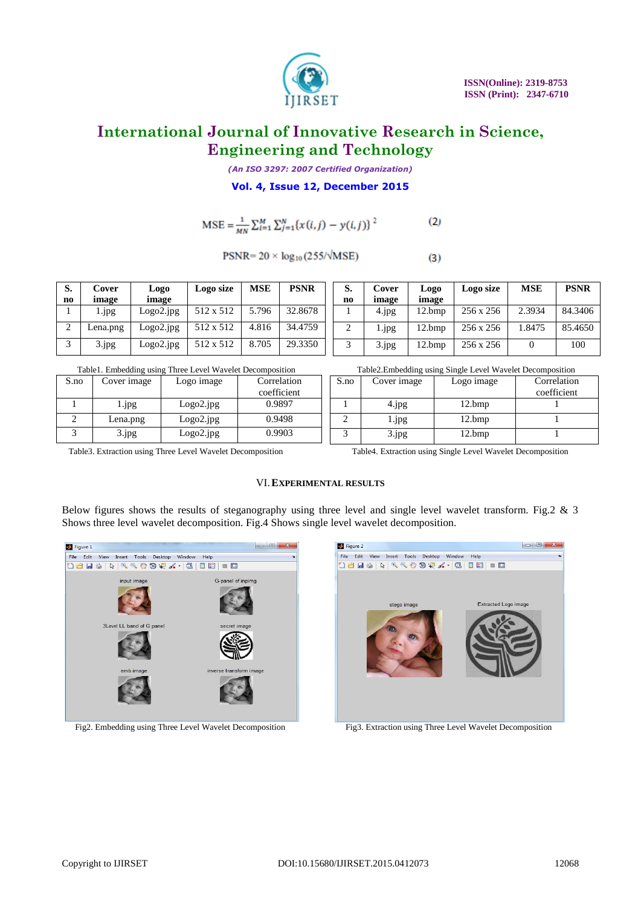$$\mathrm{MSE} = \frac{1}{MN} \sum_{i=1}^{M} \sum_{j=1}^{N} \{x(i,j) - y(i,j)\}^2 \qquad (2)$$

$$\mathrm{PSNR} = 20 \times \log_{10}(255/\sqrt{\mathrm{MSE}}) \qquad (3)$$

| S. no | Cover image | Logo image | Logo size | MSE | PSNR |
|---|---|---|---|---|---|
| 1 | 1.jpg | Logo2.jpg | 512 x 512 | 5.796 | 32.8678 |
| 2 | Lena.png | Logo2.jpg | 512 x 512 | 4.816 | 34.4759 |
| 3 | 3.jpg | Logo2.jpg | 512 x 512 | 8.705 | 29.3350 |

Table1. Embedding using Three Level Wavelet Decomposition

| S. no | Cover image | Logo image | Logo size | MSE | PSNR |
|---|---|---|---|---|---|
| 1 | 4.jpg | 12.bmp | 256 x 256 | 2.3934 | 84.3406 |
| 2 | 1.jpg | 12.bmp | 256 x 256 | 1.8475 | 85.4650 |
| 3 | 3.jpg | 12.bmp | 256 x 256 | 0 | 100 |

Table2.Embedding using Single Level Wavelet Decomposition

| S.no | Cover image | Logo image | Correlation coefficient |
|---|---|---|---|
| 1 | 1.jpg | Logo2.jpg | 0.9897 |
| 2 | Lena.png | Logo2.jpg | 0.9498 |
| 3 | 3.jpg | Logo2.jpg | 0.9903 |

Table3. Extraction using Three Level Wavelet Decomposition

| S.no | Cover image | Logo image | Correlation coefficient |
|---|---|---|---|
| 1 | 4.jpg | 12.bmp | 1 |
| 2 | 1.jpg | 12.bmp | 1 |
| 3 | 3.jpg | 12.bmp | 1 |

Table4. Extraction using Single Level Wavelet Decomposition

## VI. EXPERIMENTAL RESULTS

Below figures shows the results of steganography using three level and single level wavelet transform. Fig.2 & 3 Shows three level wavelet decomposition. Fig.4 Shows single level wavelet decomposition.

Fig2. Embedding using Three Level Wavelet Decomposition

Fig3. Extraction using Three Level Wavelet Decomposition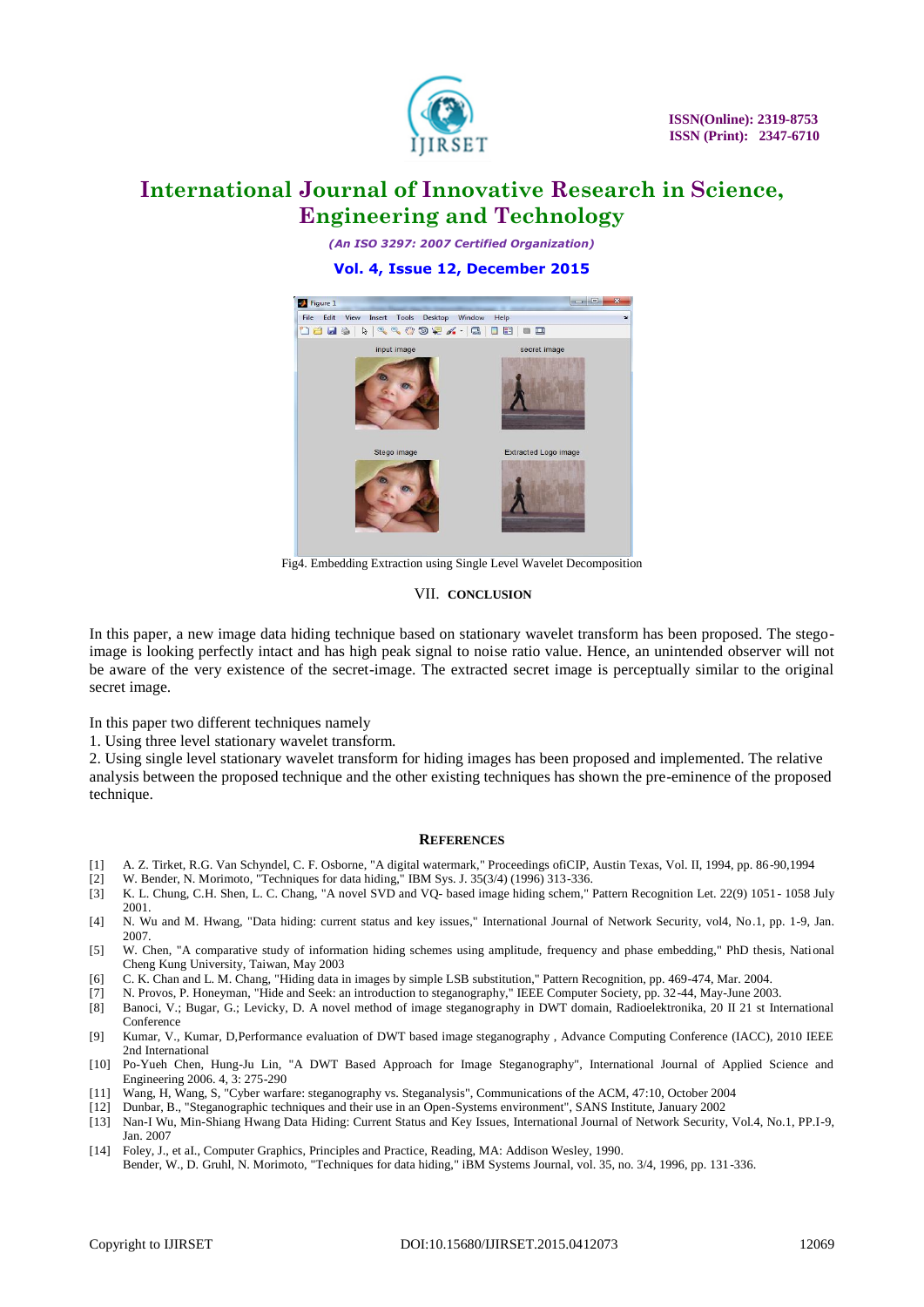Fig4. Embedding Extraction using Single Level Wavelet Decomposition

## VII. CONCLUSION

In this paper, a new image data hiding technique based on stationary wavelet transform has been proposed. The stego-image is looking perfectly intact and has high peak signal to noise ratio value. Hence, an unintended observer will not be aware of the very existence of the secret-image. The extracted secret image is perceptually similar to the original secret image.

In this paper two different techniques namely

1. Using three level stationary wavelet transform.
2. Using single level stationary wavelet transform for hiding images has been proposed and implemented. The relative analysis between the proposed technique and the other existing techniques has shown the pre-eminence of the proposed technique.

## REFERENCES

[1] A. Z. Tirket, R.G. Van Schyndel, C. F. Osborne, "A digital watermark," Proceedings ofiCIP, Austin Texas, Vol. II, 1994, pp. 86-90,1994

[2] W. Bender, N. Morimoto, "Techniques for data hiding," IBM Sys. J. 35(3/4) (1996) 313-336.

[3] K. L. Chung, C.H. Shen, L. C. Chang, "A novel SVD and VQ- based image hiding schem," Pattern Recognition Let. 22(9) 1051- 1058 July 2001.

[4] N. Wu and M. Hwang, "Data hiding: current status and key issues," International Journal of Network Security, vol4, No.1, pp. 1-9, Jan. 2007.

[5] W. Chen, "A comparative study of information hiding schemes using amplitude, frequency and phase embedding," PhD thesis, National Cheng Kung University, Taiwan, May 2003

[6] C. K. Chan and L. M. Chang, "Hiding data in images by simple LSB substitution," Pattern Recognition, pp. 469-474, Mar. 2004.

[7] N. Provos, P. Honeyman, "Hide and Seek: an introduction to steganography," IEEE Computer Society, pp. 32-44, May-June 2003.

[8] Banoci, V.; Bugar, G.; Levicky, D. A novel method of image steganography in DWT domain, Radioelektronika, 20 II 21 st International Conference

[9] Kumar, V., Kumar, D,Performance evaluation of DWT based image steganography , Advance Computing Conference (IACC), 2010 IEEE 2nd International

[10] Po-Yueh Chen, Hung-Ju Lin, "A DWT Based Approach for Image Steganography", International Journal of Applied Science and Engineering 2006. 4, 3: 275-290

[11] Wang, H, Wang, S, "Cyber warfare: steganography vs. Steganalysis", Communications of the ACM, 47:10, October 2004

[12] Dunbar, B., "Steganographic techniques and their use in an Open-Systems environment", SANS Institute, January 2002

[13] Nan-I Wu, Min-Shiang Hwang Data Hiding: Current Status and Key Issues, International Journal of Network Security, Vol.4, No.1, PP.I-9, Jan. 2007

[14] Foley, J., et aI., Computer Graphics, Principles and Practice, Reading, MA: Addison Wesley, 1990.
Bender, W., D. Gruhl, N. Morimoto, "Techniques for data hiding," iBM Systems Journal, vol. 35, no. 3/4, 1996, pp. 131-336.